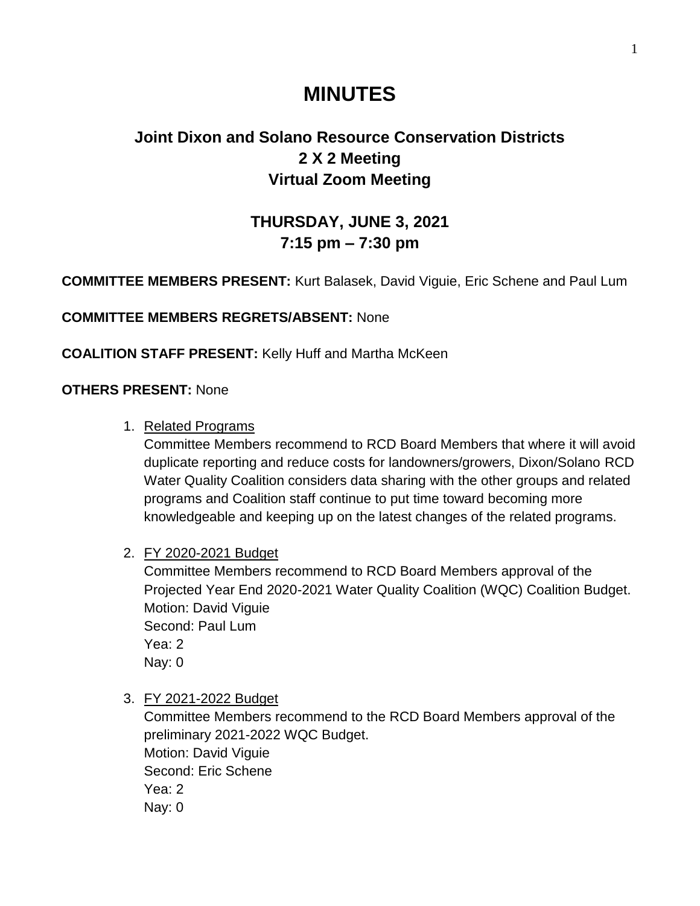# MINUTES

## Joint Dixon and Solano Resource Conservation Districts
## 2 X 2 Meeting
## Virtual Zoom Meeting

### THURSDAY, JUNE 3, 2021
### 7:15 pm – 7:30 pm

**COMMITTEE MEMBERS PRESENT:** Kurt Balasek, David Viguie, Eric Schene and Paul Lum

**COMMITTEE MEMBERS REGRETS/ABSENT:** None

**COALITION STAFF PRESENT:** Kelly Huff and Martha McKeen

**OTHERS PRESENT:** None

1. Related Programs
   Committee Members recommend to RCD Board Members that where it will avoid duplicate reporting and reduce costs for landowners/growers, Dixon/Solano RCD Water Quality Coalition considers data sharing with the other groups and related programs and Coalition staff continue to put time toward becoming more knowledgeable and keeping up on the latest changes of the related programs.

2. FY 2020-2021 Budget
   Committee Members recommend to RCD Board Members approval of the Projected Year End 2020-2021 Water Quality Coalition (WQC) Coalition Budget.
   Motion: David Viguie
   Second: Paul Lum
   Yea: 2
   Nay: 0

3. FY 2021-2022 Budget
   Committee Members recommend to the RCD Board Members approval of the preliminary 2021-2022 WQC Budget.
   Motion: David Viguie
   Second: Eric Schene
   Yea: 2
   Nay: 0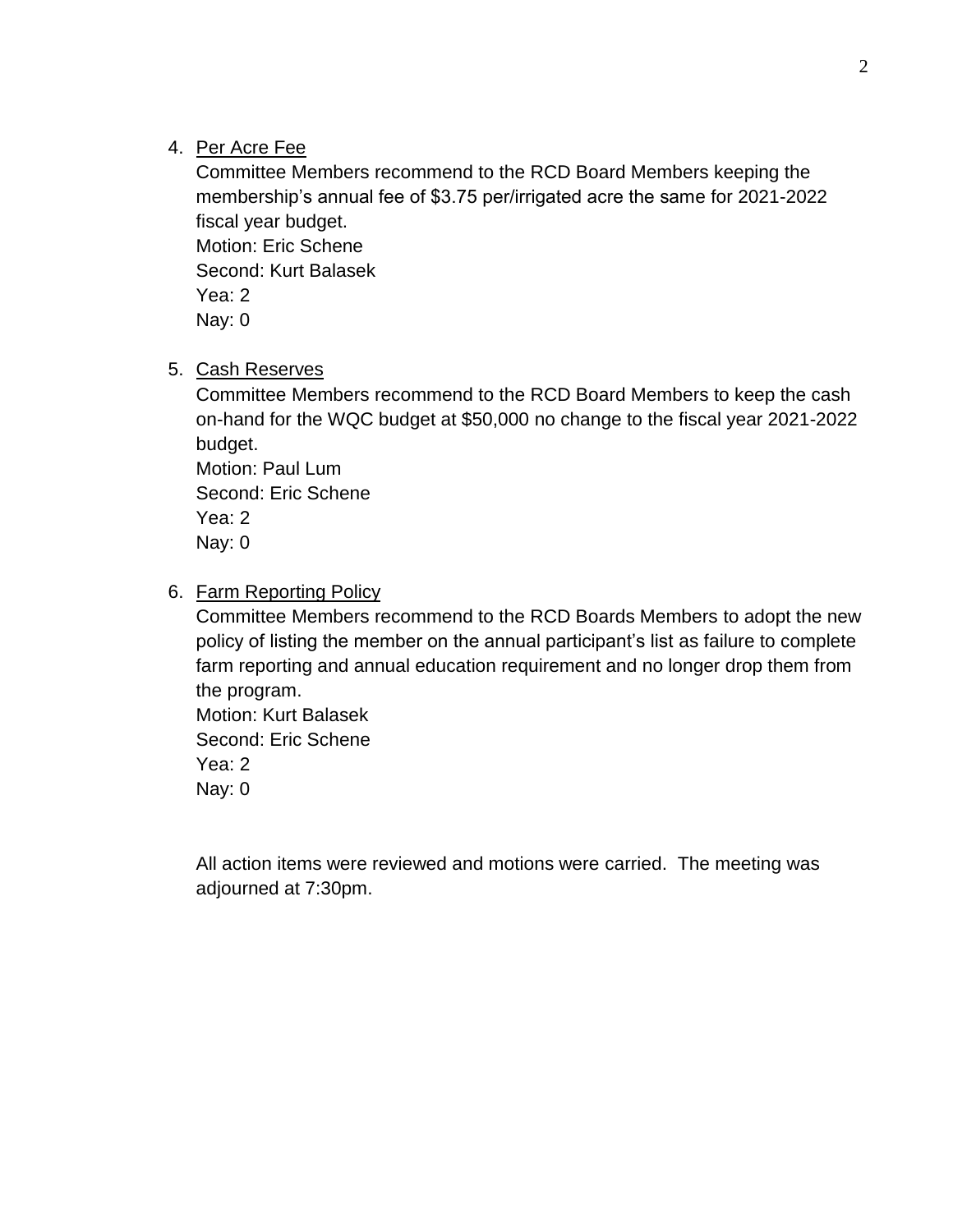4. <u>Per Acre Fee</u>
   Committee Members recommend to the RCD Board Members keeping the membership's annual fee of $3.75 per/irrigated acre the same for 2021-2022 fiscal year budget.
   Motion: Eric Schene
   Second: Kurt Balasek
   Yea: 2
   Nay: 0

5. <u>Cash Reserves</u>
   Committee Members recommend to the RCD Board Members to keep the cash on-hand for the WQC budget at $50,000 no change to the fiscal year 2021-2022 budget.
   Motion: Paul Lum
   Second: Eric Schene
   Yea: 2
   Nay: 0

6. <u>Farm Reporting Policy</u>
   Committee Members recommend to the RCD Boards Members to adopt the new policy of listing the member on the annual participant's list as failure to complete farm reporting and annual education requirement and no longer drop them from the program.
   Motion: Kurt Balasek
   Second: Eric Schene
   Yea: 2
   Nay: 0

All action items were reviewed and motions were carried. The meeting was adjourned at 7:30pm.